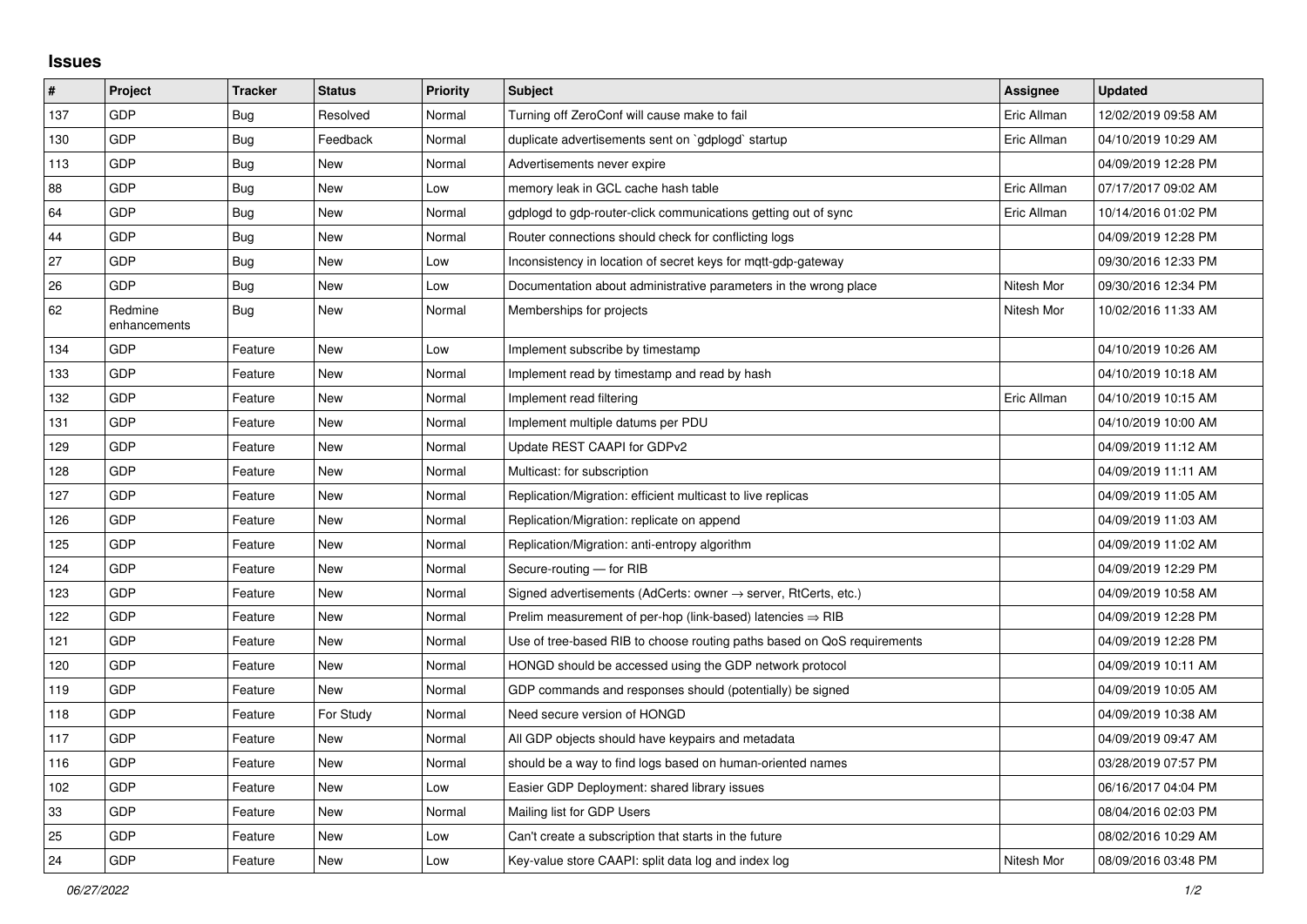## Issues

| # | Project | Tracker | Status | Priority | Subject | Assignee | Updated |
|---|---|---|---|---|---|---|---|
| 137 | GDP | Bug | Resolved | Normal | Turning off ZeroConf will cause make to fail | Eric Allman | 12/02/2019 09:58 AM |
| 130 | GDP | Bug | Feedback | Normal | duplicate advertisements sent on `gdplogd` startup | Eric Allman | 04/10/2019 10:29 AM |
| 113 | GDP | Bug | New | Normal | Advertisements never expire | | 04/09/2019 12:28 PM |
| 88 | GDP | Bug | New | Low | memory leak in GCL cache hash table | Eric Allman | 07/17/2017 09:02 AM |
| 64 | GDP | Bug | New | Normal | gdplogd to gdp-router-click communications getting out of sync | Eric Allman | 10/14/2016 01:02 PM |
| 44 | GDP | Bug | New | Normal | Router connections should check for conflicting logs | | 04/09/2019 12:28 PM |
| 27 | GDP | Bug | New | Low | Inconsistency in location of secret keys for mqtt-gdp-gateway | | 09/30/2016 12:33 PM |
| 26 | GDP | Bug | New | Low | Documentation about administrative parameters in the wrong place | Nitesh Mor | 09/30/2016 12:34 PM |
| 62 | Redmine enhancements | Bug | New | Normal | Memberships for projects | Nitesh Mor | 10/02/2016 11:33 AM |
| 134 | GDP | Feature | New | Low | Implement subscribe by timestamp | | 04/10/2019 10:26 AM |
| 133 | GDP | Feature | New | Normal | Implement read by timestamp and read by hash | | 04/10/2019 10:18 AM |
| 132 | GDP | Feature | New | Normal | Implement read filtering | Eric Allman | 04/10/2019 10:15 AM |
| 131 | GDP | Feature | New | Normal | Implement multiple datums per PDU | | 04/10/2019 10:00 AM |
| 129 | GDP | Feature | New | Normal | Update REST CAAPI for GDPv2 | | 04/09/2019 11:12 AM |
| 128 | GDP | Feature | New | Normal | Multicast: for subscription | | 04/09/2019 11:11 AM |
| 127 | GDP | Feature | New | Normal | Replication/Migration: efficient multicast to live replicas | | 04/09/2019 11:05 AM |
| 126 | GDP | Feature | New | Normal | Replication/Migration: replicate on append | | 04/09/2019 11:03 AM |
| 125 | GDP | Feature | New | Normal | Replication/Migration: anti-entropy algorithm | | 04/09/2019 11:02 AM |
| 124 | GDP | Feature | New | Normal | Secure-routing — for RIB | | 04/09/2019 12:29 PM |
| 123 | GDP | Feature | New | Normal | Signed advertisements (AdCerts: owner → server, RtCerts, etc.) | | 04/09/2019 10:58 AM |
| 122 | GDP | Feature | New | Normal | Prelim measurement of per-hop (link-based) latencies ⇒ RIB | | 04/09/2019 12:28 PM |
| 121 | GDP | Feature | New | Normal | Use of tree-based RIB to choose routing paths based on QoS requirements | | 04/09/2019 12:28 PM |
| 120 | GDP | Feature | New | Normal | HONGD should be accessed using the GDP network protocol | | 04/09/2019 10:11 AM |
| 119 | GDP | Feature | New | Normal | GDP commands and responses should (potentially) be signed | | 04/09/2019 10:05 AM |
| 118 | GDP | Feature | For Study | Normal | Need secure version of HONGD | | 04/09/2019 10:38 AM |
| 117 | GDP | Feature | New | Normal | All GDP objects should have keypairs and metadata | | 04/09/2019 09:47 AM |
| 116 | GDP | Feature | New | Normal | should be a way to find logs based on human-oriented names | | 03/28/2019 07:57 PM |
| 102 | GDP | Feature | New | Low | Easier GDP Deployment: shared library issues | | 06/16/2017 04:04 PM |
| 33 | GDP | Feature | New | Normal | Mailing list for GDP Users | | 08/04/2016 02:03 PM |
| 25 | GDP | Feature | New | Low | Can't create a subscription that starts in the future | | 08/02/2016 10:29 AM |
| 24 | GDP | Feature | New | Low | Key-value store CAAPI: split data log and index log | Nitesh Mor | 08/09/2016 03:48 PM |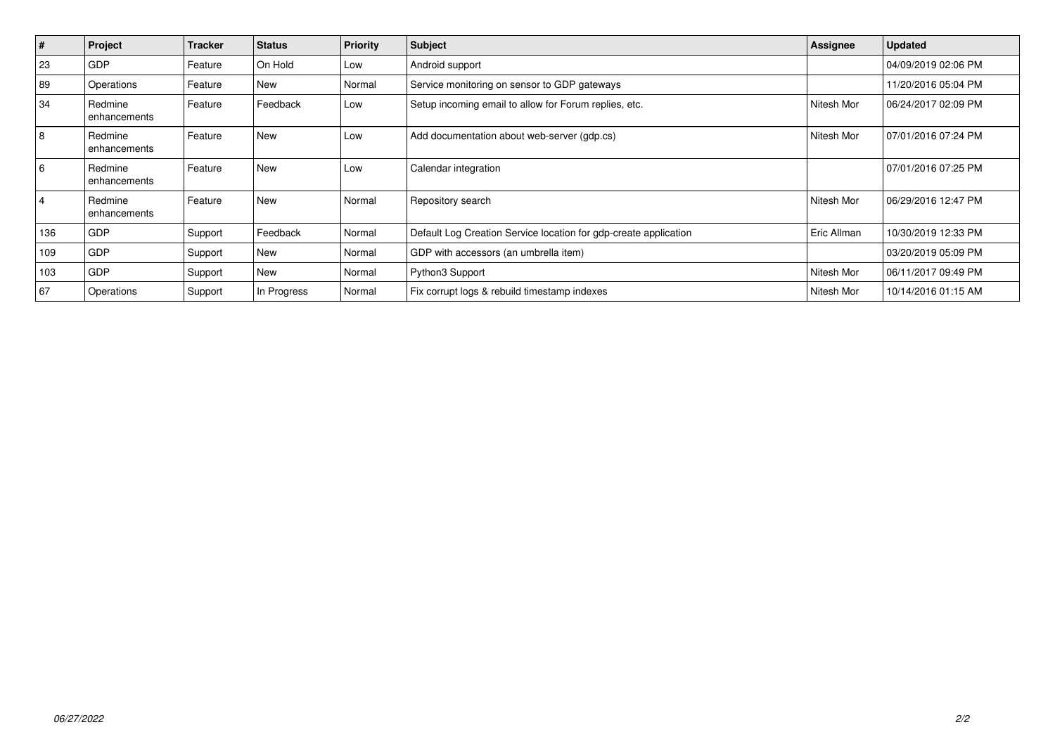| # | Project | Tracker | Status | Priority | Subject | Assignee | Updated |
|---|---|---|---|---|---|---|---|
| 23 | GDP | Feature | On Hold | Low | Android support | | 04/09/2019 02:06 PM |
| 89 | Operations | Feature | New | Normal | Service monitoring on sensor to GDP gateways | | 11/20/2016 05:04 PM |
| 34 | Redmine enhancements | Feature | Feedback | Low | Setup incoming email to allow for Forum replies, etc. | Nitesh Mor | 06/24/2017 02:09 PM |
| 8 | Redmine enhancements | Feature | New | Low | Add documentation about web-server (gdp.cs) | Nitesh Mor | 07/01/2016 07:24 PM |
| 6 | Redmine enhancements | Feature | New | Low | Calendar integration | | 07/01/2016 07:25 PM |
| 4 | Redmine enhancements | Feature | New | Normal | Repository search | Nitesh Mor | 06/29/2016 12:47 PM |
| 136 | GDP | Support | Feedback | Normal | Default Log Creation Service location for gdp-create application | Eric Allman | 10/30/2019 12:33 PM |
| 109 | GDP | Support | New | Normal | GDP with accessors (an umbrella item) | | 03/20/2019 05:09 PM |
| 103 | GDP | Support | New | Normal | Python3 Support | Nitesh Mor | 06/11/2017 09:49 PM |
| 67 | Operations | Support | In Progress | Normal | Fix corrupt logs & rebuild timestamp indexes | Nitesh Mor | 10/14/2016 01:15 AM |

*06/27/2022*